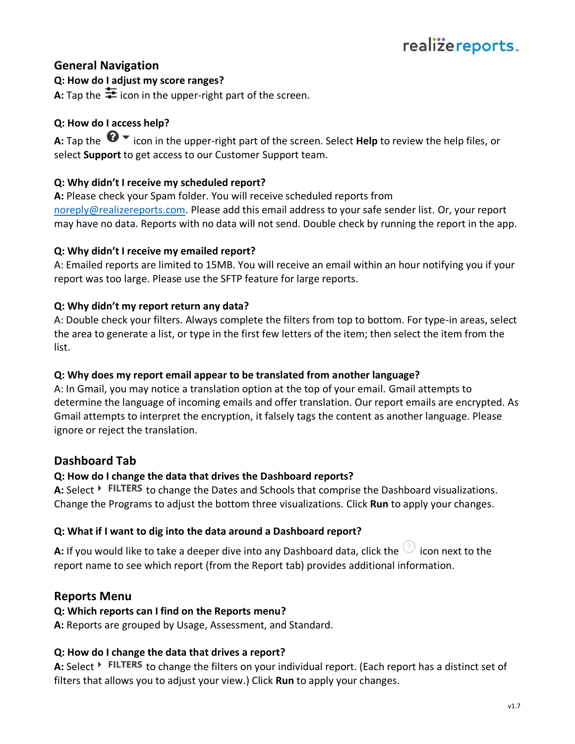## General Navigation

**Q: How do I adjust my score ranges?**

**A:** Tap the icon in the upper-right part of the screen.

**Q: How do I access help?**

**A:** Tap the icon in the upper-right part of the screen. Select **Help** to review the help files, or select **Support** to get access to our Customer Support team.

**Q: Why didn't I receive my scheduled report?**

**A:** Please check your Spam folder. You will receive scheduled reports from noreply@realizereports.com. Please add this email address to your safe sender list. Or, your report may have no data. Reports with no data will not send. Double check by running the report in the app.

**Q: Why didn't I receive my emailed report?**

A: Emailed reports are limited to 15MB. You will receive an email within an hour notifying you if your report was too large. Please use the SFTP feature for large reports.

**Q: Why didn't my report return any data?**

A: Double check your filters. Always complete the filters from top to bottom. For type-in areas, select the area to generate a list, or type in the first few letters of the item; then select the item from the list.

**Q: Why does my report email appear to be translated from another language?**

A: In Gmail, you may notice a translation option at the top of your email. Gmail attempts to determine the language of incoming emails and offer translation. Our report emails are encrypted. As Gmail attempts to interpret the encryption, it falsely tags the content as another language. Please ignore or reject the translation.

## Dashboard Tab

**Q: How do I change the data that drives the Dashboard reports?**

**A:** Select ▸ **FILTERS** to change the Dates and Schools that comprise the Dashboard visualizations. Change the Programs to adjust the bottom three visualizations. Click **Run** to apply your changes.

**Q: What if I want to dig into the data around a Dashboard report?**

**A:** If you would like to take a deeper dive into any Dashboard data, click the icon next to the report name to see which report (from the Report tab) provides additional information.

## Reports Menu

**Q: Which reports can I find on the Reports menu?**

**A:** Reports are grouped by Usage, Assessment, and Standard.

**Q: How do I change the data that drives a report?**

**A:** Select ▸ **FILTERS** to change the filters on your individual report. (Each report has a distinct set of filters that allows you to adjust your view.) Click **Run** to apply your changes.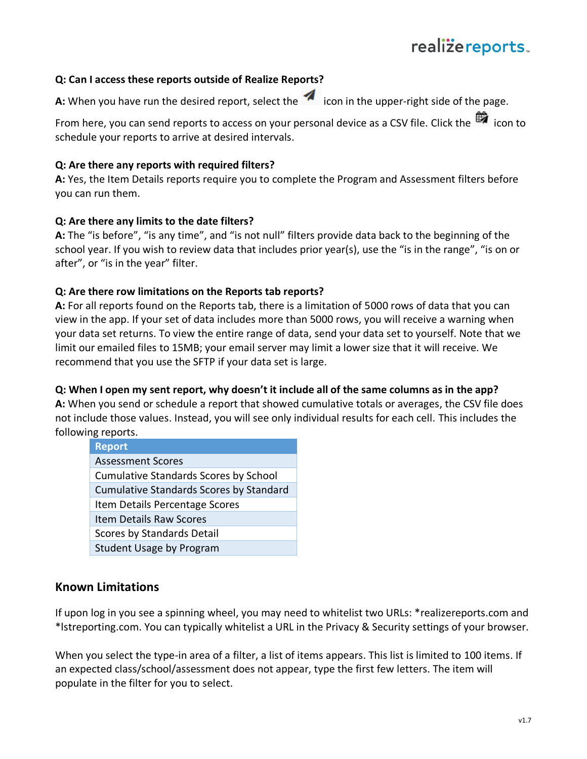**Q: Can I access these reports outside of Realize Reports?**

**A:** When you have run the desired report, select the icon in the upper-right side of the page.

From here, you can send reports to access on your personal device as a CSV file. Click the icon to schedule your reports to arrive at desired intervals.

**Q: Are there any reports with required filters?**
**A:** Yes, the Item Details reports require you to complete the Program and Assessment filters before you can run them.

**Q: Are there any limits to the date filters?**
**A:** The "is before", "is any time", and "is not null" filters provide data back to the beginning of the school year. If you wish to review data that includes prior year(s), use the "is in the range", "is on or after", or "is in the year" filter.

**Q: Are there row limitations on the Reports tab reports?**
**A:** For all reports found on the Reports tab, there is a limitation of 5000 rows of data that you can view in the app. If your set of data includes more than 5000 rows, you will receive a warning when your data set returns. To view the entire range of data, send your data set to yourself. Note that we limit our emailed files to 15MB; your email server may limit a lower size that it will receive. We recommend that you use the SFTP if your data set is large.

**Q: When I open my sent report, why doesn't it include all of the same columns as in the app?**
**A:** When you send or schedule a report that showed cumulative totals or averages, the CSV file does not include those values. Instead, you will see only individual results for each cell. This includes the following reports.

| Report |
|---|
| Assessment Scores |
| Cumulative Standards Scores by School |
| Cumulative Standards Scores by Standard |
| Item Details Percentage Scores |
| Item Details Raw Scores |
| Scores by Standards Detail |
| Student Usage by Program |

## Known Limitations

If upon log in you see a spinning wheel, you may need to whitelist two URLs: *realizereports.com and *lstreporting.com. You can typically whitelist a URL in the Privacy & Security settings of your browser.

When you select the type-in area of a filter, a list of items appears. This list is limited to 100 items. If an expected class/school/assessment does not appear, type the first few letters. The item will populate in the filter for you to select.